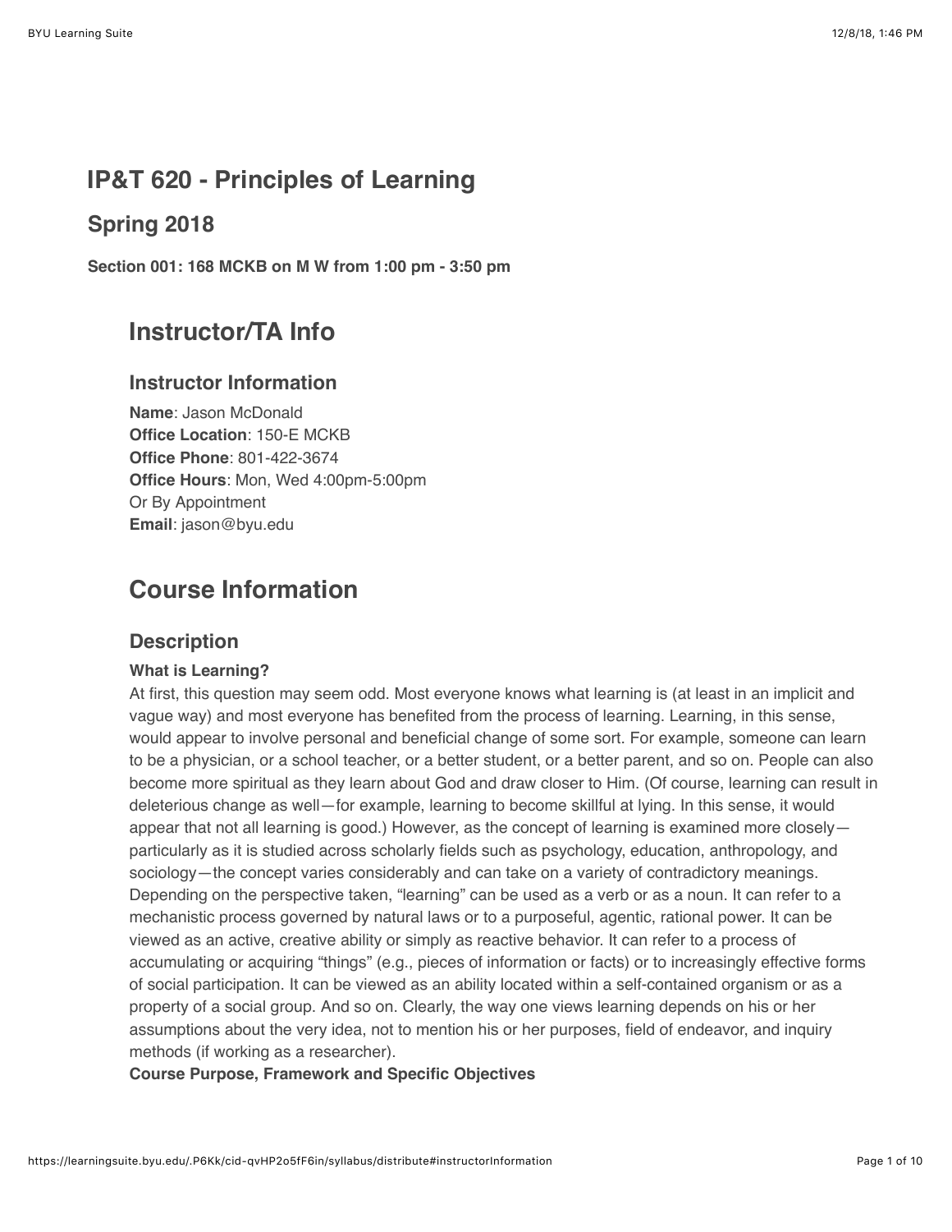# IP&T 620 - Principles of Learning

## Spring 2018

**Section 001: 168 MCKB on M W from 1:00 pm - 3:50 pm**

## Instructor/TA Info

### Instructor Information

**Name**: Jason McDonald
**Office Location**: 150-E MCKB
**Office Phone**: 801-422-3674
**Office Hours**: Mon, Wed 4:00pm-5:00pm
Or By Appointment
**Email**: jason@byu.edu

## Course Information

### Description

**What is Learning?**

At first, this question may seem odd. Most everyone knows what learning is (at least in an implicit and vague way) and most everyone has benefited from the process of learning. Learning, in this sense, would appear to involve personal and beneficial change of some sort. For example, someone can learn to be a physician, or a school teacher, or a better student, or a better parent, and so on. People can also become more spiritual as they learn about God and draw closer to Him. (Of course, learning can result in deleterious change as well—for example, learning to become skillful at lying. In this sense, it would appear that not all learning is good.) However, as the concept of learning is examined more closely—particularly as it is studied across scholarly fields such as psychology, education, anthropology, and sociology—the concept varies considerably and can take on a variety of contradictory meanings. Depending on the perspective taken, "learning" can be used as a verb or as a noun. It can refer to a mechanistic process governed by natural laws or to a purposeful, agentic, rational power. It can be viewed as an active, creative ability or simply as reactive behavior. It can refer to a process of accumulating or acquiring "things" (e.g., pieces of information or facts) or to increasingly effective forms of social participation. It can be viewed as an ability located within a self-contained organism or as a property of a social group. And so on. Clearly, the way one views learning depends on his or her assumptions about the very idea, not to mention his or her purposes, field of endeavor, and inquiry methods (if working as a researcher).

**Course Purpose, Framework and Specific Objectives**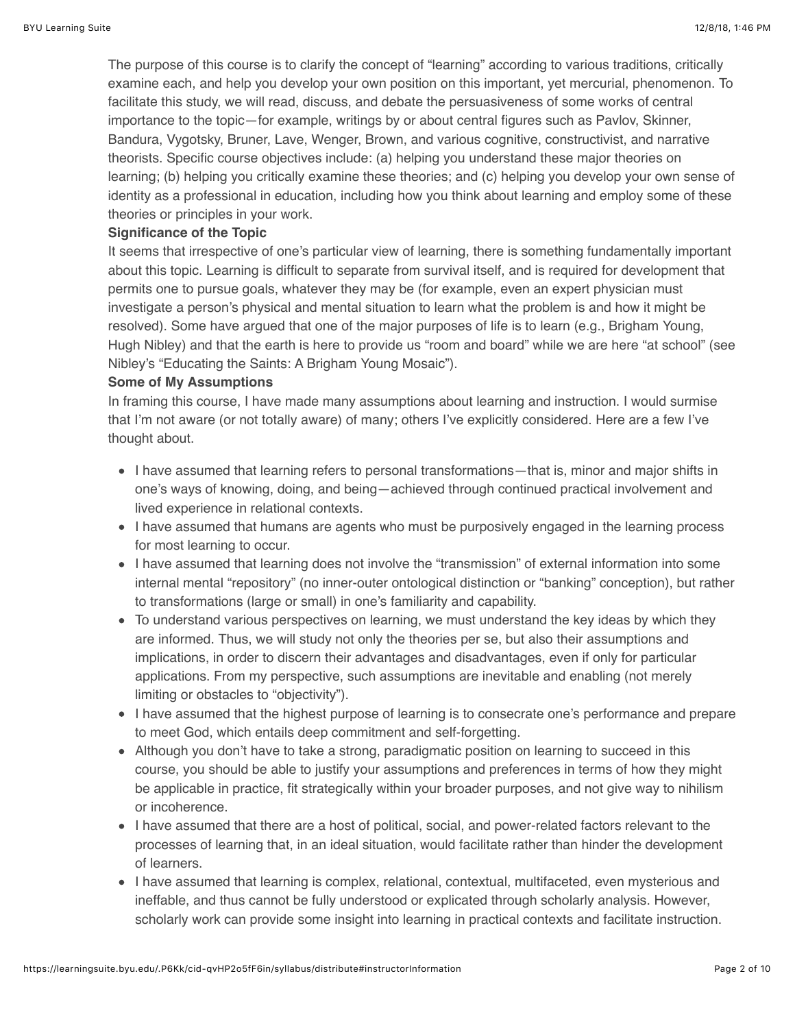The purpose of this course is to clarify the concept of "learning" according to various traditions, critically examine each, and help you develop your own position on this important, yet mercurial, phenomenon. To facilitate this study, we will read, discuss, and debate the persuasiveness of some works of central importance to the topic—for example, writings by or about central figures such as Pavlov, Skinner, Bandura, Vygotsky, Bruner, Lave, Wenger, Brown, and various cognitive, constructivist, and narrative theorists. Specific course objectives include: (a) helping you understand these major theories on learning; (b) helping you critically examine these theories; and (c) helping you develop your own sense of identity as a professional in education, including how you think about learning and employ some of these theories or principles in your work.

**Significance of the Topic**

It seems that irrespective of one's particular view of learning, there is something fundamentally important about this topic. Learning is difficult to separate from survival itself, and is required for development that permits one to pursue goals, whatever they may be (for example, even an expert physician must investigate a person's physical and mental situation to learn what the problem is and how it might be resolved). Some have argued that one of the major purposes of life is to learn (e.g., Brigham Young, Hugh Nibley) and that the earth is here to provide us "room and board" while we are here "at school" (see Nibley's "Educating the Saints: A Brigham Young Mosaic").

**Some of My Assumptions**

In framing this course, I have made many assumptions about learning and instruction. I would surmise that I'm not aware (or not totally aware) of many; others I've explicitly considered. Here are a few I've thought about.

- I have assumed that learning refers to personal transformations—that is, minor and major shifts in one's ways of knowing, doing, and being—achieved through continued practical involvement and lived experience in relational contexts.
- I have assumed that humans are agents who must be purposively engaged in the learning process for most learning to occur.
- I have assumed that learning does not involve the "transmission" of external information into some internal mental "repository" (no inner-outer ontological distinction or "banking" conception), but rather to transformations (large or small) in one's familiarity and capability.
- To understand various perspectives on learning, we must understand the key ideas by which they are informed. Thus, we will study not only the theories per se, but also their assumptions and implications, in order to discern their advantages and disadvantages, even if only for particular applications. From my perspective, such assumptions are inevitable and enabling (not merely limiting or obstacles to "objectivity").
- I have assumed that the highest purpose of learning is to consecrate one's performance and prepare to meet God, which entails deep commitment and self-forgetting.
- Although you don't have to take a strong, paradigmatic position on learning to succeed in this course, you should be able to justify your assumptions and preferences in terms of how they might be applicable in practice, fit strategically within your broader purposes, and not give way to nihilism or incoherence.
- I have assumed that there are a host of political, social, and power-related factors relevant to the processes of learning that, in an ideal situation, would facilitate rather than hinder the development of learners.
- I have assumed that learning is complex, relational, contextual, multifaceted, even mysterious and ineffable, and thus cannot be fully understood or explicated through scholarly analysis. However, scholarly work can provide some insight into learning in practical contexts and facilitate instruction.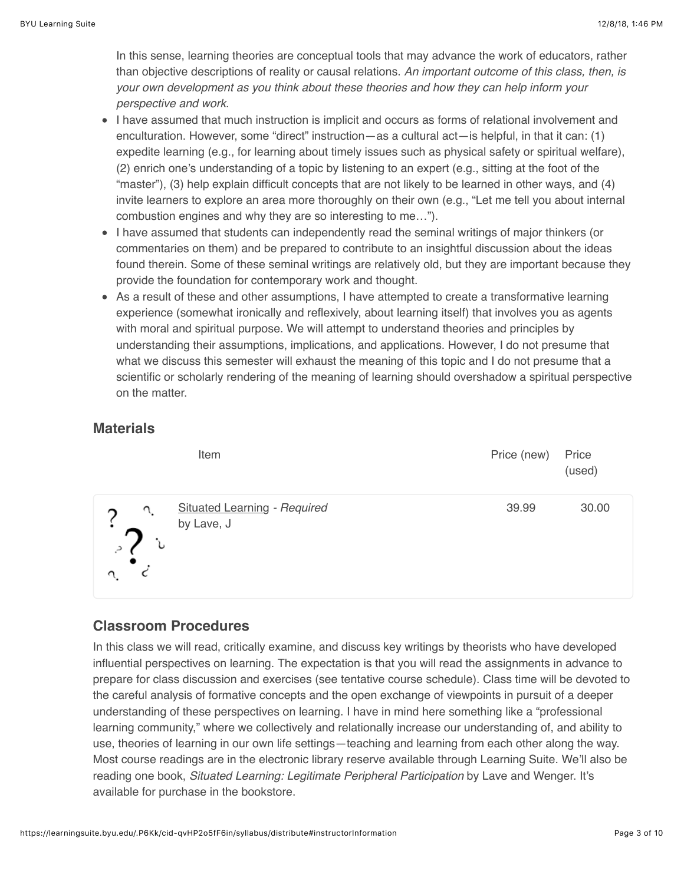In this sense, learning theories are conceptual tools that may advance the work of educators, rather than objective descriptions of reality or causal relations. *An important outcome of this class, then, is your own development as you think about these theories and how they can help inform your perspective and work.*

- I have assumed that much instruction is implicit and occurs as forms of relational involvement and enculturation. However, some "direct" instruction—as a cultural act—is helpful, in that it can: (1) expedite learning (e.g., for learning about timely issues such as physical safety or spiritual welfare), (2) enrich one's understanding of a topic by listening to an expert (e.g., sitting at the foot of the "master"), (3) help explain difficult concepts that are not likely to be learned in other ways, and (4) invite learners to explore an area more thoroughly on their own (e.g., "Let me tell you about internal combustion engines and why they are so interesting to me…").
- I have assumed that students can independently read the seminal writings of major thinkers (or commentaries on them) and be prepared to contribute to an insightful discussion about the ideas found therein. Some of these seminal writings are relatively old, but they are important because they provide the foundation for contemporary work and thought.
- As a result of these and other assumptions, I have attempted to create a transformative learning experience (somewhat ironically and reflexively, about learning itself) that involves you as agents with moral and spiritual purpose. We will attempt to understand theories and principles by understanding their assumptions, implications, and applications. However, I do not presume that what we discuss this semester will exhaust the meaning of this topic and I do not presume that a scientific or scholarly rendering of the meaning of learning should overshadow a spiritual perspective on the matter.

## Materials

| Item | Price (new) | Price (used) |
|---|---|---|
| Situated Learning - *Required* by Lave, J | 39.99 | 30.00 |

## Classroom Procedures

In this class we will read, critically examine, and discuss key writings by theorists who have developed influential perspectives on learning. The expectation is that you will read the assignments in advance to prepare for class discussion and exercises (see tentative course schedule). Class time will be devoted to the careful analysis of formative concepts and the open exchange of viewpoints in pursuit of a deeper understanding of these perspectives on learning. I have in mind here something like a "professional learning community," where we collectively and relationally increase our understanding of, and ability to use, theories of learning in our own life settings—teaching and learning from each other along the way. Most course readings are in the electronic library reserve available through Learning Suite. We'll also be reading one book, *Situated Learning: Legitimate Peripheral Participation* by Lave and Wenger. It's available for purchase in the bookstore.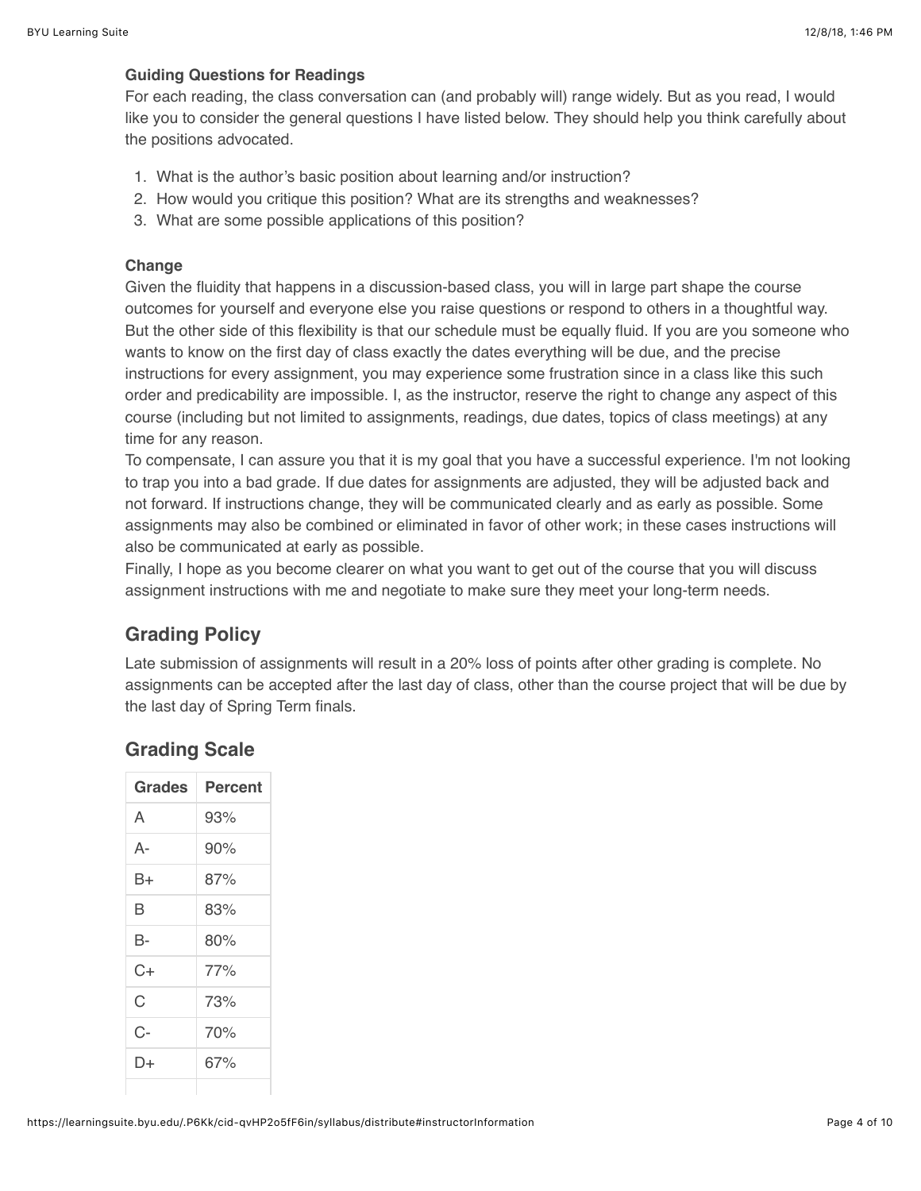**Guiding Questions for Readings**

For each reading, the class conversation can (and probably will) range widely. But as you read, I would like you to consider the general questions I have listed below. They should help you think carefully about the positions advocated.

1. What is the author's basic position about learning and/or instruction?
2. How would you critique this position? What are its strengths and weaknesses?
3. What are some possible applications of this position?

**Change**

Given the fluidity that happens in a discussion-based class, you will in large part shape the course outcomes for yourself and everyone else you raise questions or respond to others in a thoughtful way. But the other side of this flexibility is that our schedule must be equally fluid. If you are you someone who wants to know on the first day of class exactly the dates everything will be due, and the precise instructions for every assignment, you may experience some frustration since in a class like this such order and predicability are impossible. I, as the instructor, reserve the right to change any aspect of this course (including but not limited to assignments, readings, due dates, topics of class meetings) at any time for any reason.

To compensate, I can assure you that it is my goal that you have a successful experience. I'm not looking to trap you into a bad grade. If due dates for assignments are adjusted, they will be adjusted back and not forward. If instructions change, they will be communicated clearly and as early as possible. Some assignments may also be combined or eliminated in favor of other work; in these cases instructions will also be communicated at early as possible.

Finally, I hope as you become clearer on what you want to get out of the course that you will discuss assignment instructions with me and negotiate to make sure they meet your long-term needs.

## Grading Policy

Late submission of assignments will result in a 20% loss of points after other grading is complete. No assignments can be accepted after the last day of class, other than the course project that will be due by the last day of Spring Term finals.

## Grading Scale

| Grades | Percent |
| --- | --- |
| A | 93% |
| A- | 90% |
| B+ | 87% |
| B | 83% |
| B- | 80% |
| C+ | 77% |
| C | 73% |
| C- | 70% |
| D+ | 67% |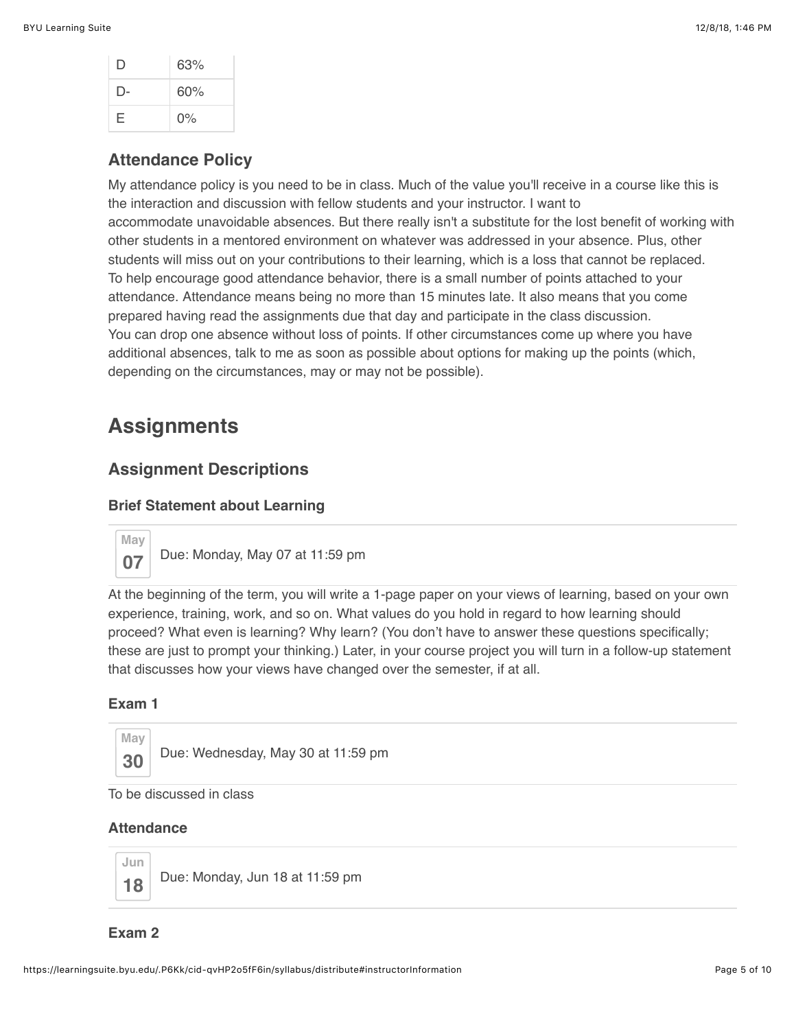| D | 63% |
|---|---|
| D- | 60% |
| E | 0% |

### Attendance Policy

My attendance policy is you need to be in class. Much of the value you'll receive in a course like this is the interaction and discussion with fellow students and your instructor. I want to accommodate unavoidable absences. But there really isn't a substitute for the lost benefit of working with other students in a mentored environment on whatever was addressed in your absence. Plus, other students will miss out on your contributions to their learning, which is a loss that cannot be replaced. To help encourage good attendance behavior, there is a small number of points attached to your attendance. Attendance means being no more than 15 minutes late. It also means that you come prepared having read the assignments due that day and participate in the class discussion. You can drop one absence without loss of points. If other circumstances come up where you have additional absences, talk to me as soon as possible about options for making up the points (which, depending on the circumstances, may or may not be possible).

## Assignments

### Assignment Descriptions

#### Brief Statement about Learning

May 07 — Due: Monday, May 07 at 11:59 pm

At the beginning of the term, you will write a 1-page paper on your views of learning, based on your own experience, training, work, and so on. What values do you hold in regard to how learning should proceed? What even is learning? Why learn? (You don't have to answer these questions specifically; these are just to prompt your thinking.) Later, in your course project you will turn in a follow-up statement that discusses how your views have changed over the semester, if at all.

#### Exam 1

May 30 — Due: Wednesday, May 30 at 11:59 pm

To be discussed in class

#### Attendance

Jun 18 — Due: Monday, Jun 18 at 11:59 pm

#### Exam 2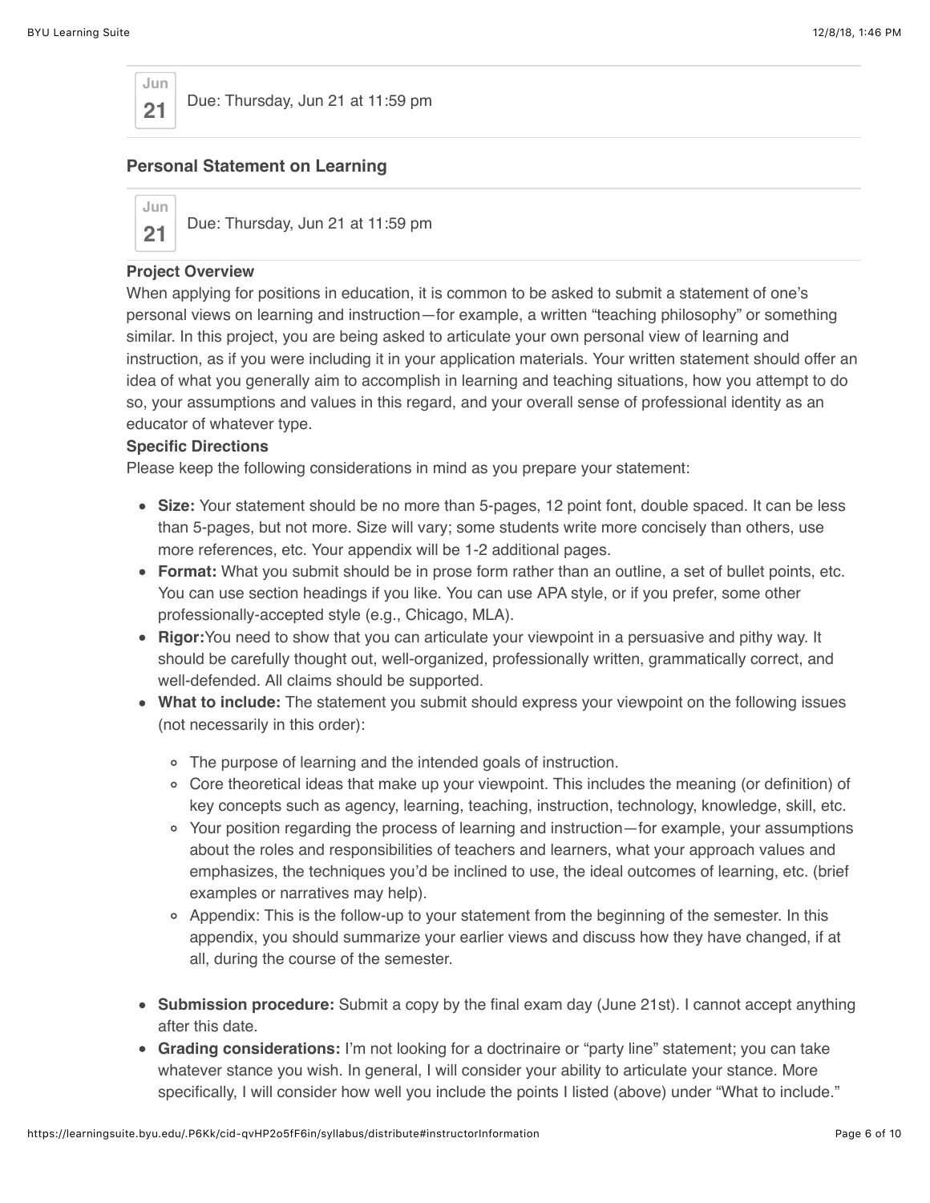Jun 21 Due: Thursday, Jun 21 at 11:59 pm

### Personal Statement on Learning

Jun 21 Due: Thursday, Jun 21 at 11:59 pm

**Project Overview**

When applying for positions in education, it is common to be asked to submit a statement of one's personal views on learning and instruction—for example, a written "teaching philosophy" or something similar. In this project, you are being asked to articulate your own personal view of learning and instruction, as if you were including it in your application materials. Your written statement should offer an idea of what you generally aim to accomplish in learning and teaching situations, how you attempt to do so, your assumptions and values in this regard, and your overall sense of professional identity as an educator of whatever type.

**Specific Directions**

Please keep the following considerations in mind as you prepare your statement:

- **Size:** Your statement should be no more than 5-pages, 12 point font, double spaced. It can be less than 5-pages, but not more. Size will vary; some students write more concisely than others, use more references, etc. Your appendix will be 1-2 additional pages.
- **Format:** What you submit should be in prose form rather than an outline, a set of bullet points, etc. You can use section headings if you like. You can use APA style, or if you prefer, some other professionally-accepted style (e.g., Chicago, MLA).
- **Rigor:**You need to show that you can articulate your viewpoint in a persuasive and pithy way. It should be carefully thought out, well-organized, professionally written, grammatically correct, and well-defended. All claims should be supported.
- **What to include:** The statement you submit should express your viewpoint on the following issues (not necessarily in this order):
    - The purpose of learning and the intended goals of instruction.
    - Core theoretical ideas that make up your viewpoint. This includes the meaning (or definition) of key concepts such as agency, learning, teaching, instruction, technology, knowledge, skill, etc.
    - Your position regarding the process of learning and instruction—for example, your assumptions about the roles and responsibilities of teachers and learners, what your approach values and emphasizes, the techniques you'd be inclined to use, the ideal outcomes of learning, etc. (brief examples or narratives may help).
    - Appendix: This is the follow-up to your statement from the beginning of the semester. In this appendix, you should summarize your earlier views and discuss how they have changed, if at all, during the course of the semester.
- **Submission procedure:** Submit a copy by the final exam day (June 21st). I cannot accept anything after this date.
- **Grading considerations:** I'm not looking for a doctrinaire or "party line" statement; you can take whatever stance you wish. In general, I will consider your ability to articulate your stance. More specifically, I will consider how well you include the points I listed (above) under "What to include."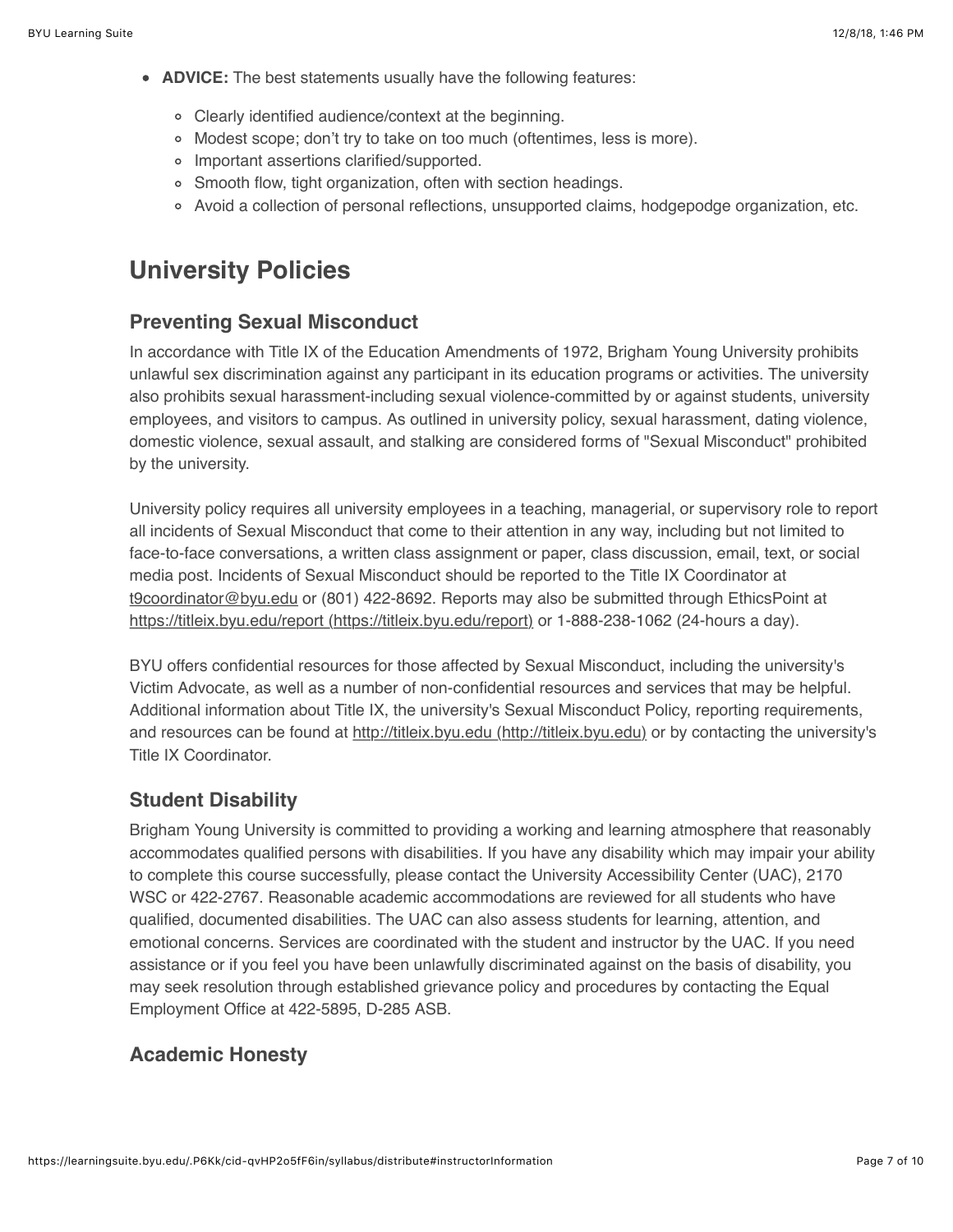- **ADVICE:** The best statements usually have the following features:
  - Clearly identified audience/context at the beginning.
  - Modest scope; don't try to take on too much (oftentimes, less is more).
  - Important assertions clarified/supported.
  - Smooth flow, tight organization, often with section headings.
  - Avoid a collection of personal reflections, unsupported claims, hodgepodge organization, etc.

## University Policies

### Preventing Sexual Misconduct

In accordance with Title IX of the Education Amendments of 1972, Brigham Young University prohibits unlawful sex discrimination against any participant in its education programs or activities. The university also prohibits sexual harassment-including sexual violence-committed by or against students, university employees, and visitors to campus. As outlined in university policy, sexual harassment, dating violence, domestic violence, sexual assault, and stalking are considered forms of "Sexual Misconduct" prohibited by the university.

University policy requires all university employees in a teaching, managerial, or supervisory role to report all incidents of Sexual Misconduct that come to their attention in any way, including but not limited to face-to-face conversations, a written class assignment or paper, class discussion, email, text, or social media post. Incidents of Sexual Misconduct should be reported to the Title IX Coordinator at t9coordinator@byu.edu or (801) 422-8692. Reports may also be submitted through EthicsPoint at https://titleix.byu.edu/report (https://titleix.byu.edu/report) or 1-888-238-1062 (24-hours a day).

BYU offers confidential resources for those affected by Sexual Misconduct, including the university's Victim Advocate, as well as a number of non-confidential resources and services that may be helpful. Additional information about Title IX, the university's Sexual Misconduct Policy, reporting requirements, and resources can be found at http://titleix.byu.edu (http://titleix.byu.edu) or by contacting the university's Title IX Coordinator.

### Student Disability

Brigham Young University is committed to providing a working and learning atmosphere that reasonably accommodates qualified persons with disabilities. If you have any disability which may impair your ability to complete this course successfully, please contact the University Accessibility Center (UAC), 2170 WSC or 422-2767. Reasonable academic accommodations are reviewed for all students who have qualified, documented disabilities. The UAC can also assess students for learning, attention, and emotional concerns. Services are coordinated with the student and instructor by the UAC. If you need assistance or if you feel you have been unlawfully discriminated against on the basis of disability, you may seek resolution through established grievance policy and procedures by contacting the Equal Employment Office at 422-5895, D-285 ASB.

### Academic Honesty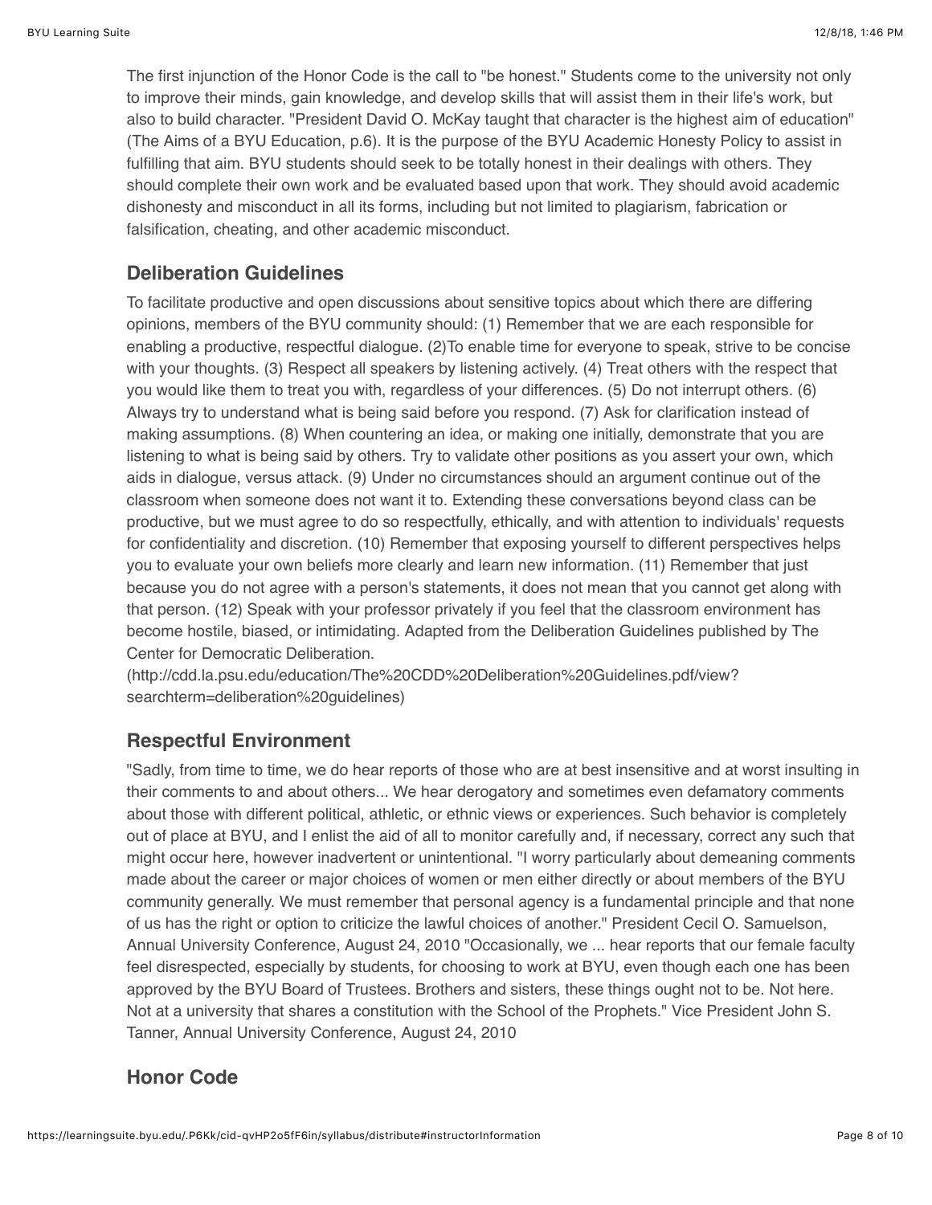The first injunction of the Honor Code is the call to "be honest." Students come to the university not only to improve their minds, gain knowledge, and develop skills that will assist them in their life's work, but also to build character. "President David O. McKay taught that character is the highest aim of education" (The Aims of a BYU Education, p.6). It is the purpose of the BYU Academic Honesty Policy to assist in fulfilling that aim. BYU students should seek to be totally honest in their dealings with others. They should complete their own work and be evaluated based upon that work. They should avoid academic dishonesty and misconduct in all its forms, including but not limited to plagiarism, fabrication or falsification, cheating, and other academic misconduct.

## Deliberation Guidelines

To facilitate productive and open discussions about sensitive topics about which there are differing opinions, members of the BYU community should: (1) Remember that we are each responsible for enabling a productive, respectful dialogue. (2)To enable time for everyone to speak, strive to be concise with your thoughts. (3) Respect all speakers by listening actively. (4) Treat others with the respect that you would like them to treat you with, regardless of your differences. (5) Do not interrupt others. (6) Always try to understand what is being said before you respond. (7) Ask for clarification instead of making assumptions. (8) When countering an idea, or making one initially, demonstrate that you are listening to what is being said by others. Try to validate other positions as you assert your own, which aids in dialogue, versus attack. (9) Under no circumstances should an argument continue out of the classroom when someone does not want it to. Extending these conversations beyond class can be productive, but we must agree to do so respectfully, ethically, and with attention to individuals' requests for confidentiality and discretion. (10) Remember that exposing yourself to different perspectives helps you to evaluate your own beliefs more clearly and learn new information. (11) Remember that just because you do not agree with a person's statements, it does not mean that you cannot get along with that person. (12) Speak with your professor privately if you feel that the classroom environment has become hostile, biased, or intimidating. Adapted from the Deliberation Guidelines published by The Center for Democratic Deliberation. (http://cdd.la.psu.edu/education/The%20CDD%20Deliberation%20Guidelines.pdf/view?searchterm=deliberation%20guidelines)

## Respectful Environment

"Sadly, from time to time, we do hear reports of those who are at best insensitive and at worst insulting in their comments to and about others... We hear derogatory and sometimes even defamatory comments about those with different political, athletic, or ethnic views or experiences. Such behavior is completely out of place at BYU, and I enlist the aid of all to monitor carefully and, if necessary, correct any such that might occur here, however inadvertent or unintentional. "I worry particularly about demeaning comments made about the career or major choices of women or men either directly or about members of the BYU community generally. We must remember that personal agency is a fundamental principle and that none of us has the right or option to criticize the lawful choices of another." President Cecil O. Samuelson, Annual University Conference, August 24, 2010 "Occasionally, we ... hear reports that our female faculty feel disrespected, especially by students, for choosing to work at BYU, even though each one has been approved by the BYU Board of Trustees. Brothers and sisters, these things ought not to be. Not here. Not at a university that shares a constitution with the School of the Prophets." Vice President John S. Tanner, Annual University Conference, August 24, 2010

## Honor Code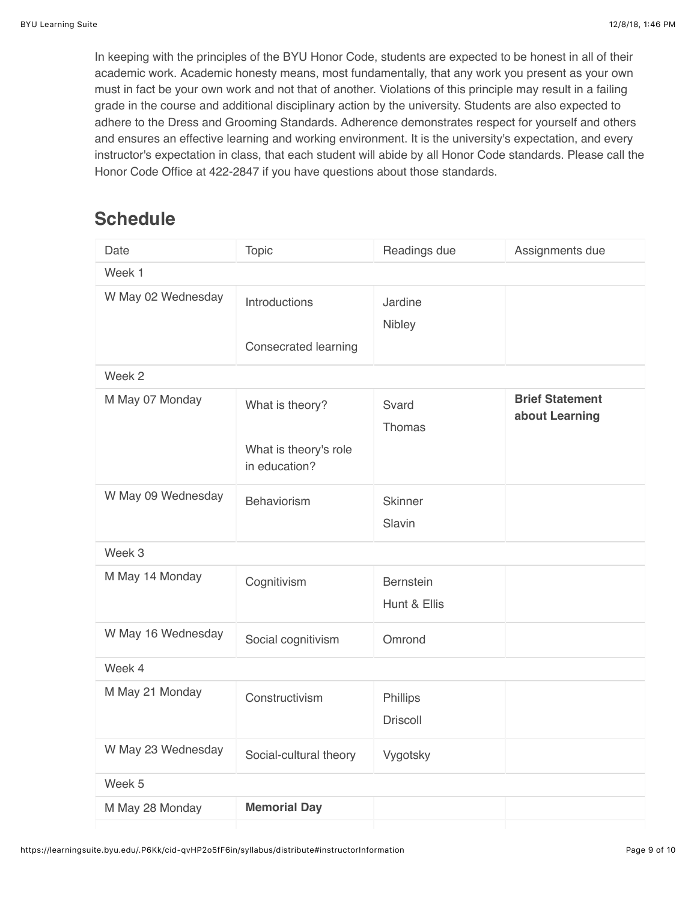In keeping with the principles of the BYU Honor Code, students are expected to be honest in all of their academic work. Academic honesty means, most fundamentally, that any work you present as your own must in fact be your own work and not that of another. Violations of this principle may result in a failing grade in the course and additional disciplinary action by the university. Students are also expected to adhere to the Dress and Grooming Standards. Adherence demonstrates respect for yourself and others and ensures an effective learning and working environment. It is the university's expectation, and every instructor's expectation in class, that each student will abide by all Honor Code standards. Please call the Honor Code Office at 422-2847 if you have questions about those standards.

## Schedule

| Date | Topic | Readings due | Assignments due |
|---|---|---|---|
| Week 1 | | | |
| W May 02 Wednesday | Introductions<br><br>Consecrated learning | Jardine<br>Nibley | |
| Week 2 | | | |
| M May 07 Monday | What is theory?<br><br>What is theory's role in education? | Svard<br>Thomas | **Brief Statement about Learning** |
| W May 09 Wednesday | Behaviorism | Skinner<br>Slavin | |
| Week 3 | | | |
| M May 14 Monday | Cognitivism | Bernstein<br>Hunt & Ellis | |
| W May 16 Wednesday | Social cognitivism | Omrond | |
| Week 4 | | | |
| M May 21 Monday | Constructivism | Phillips<br>Driscoll | |
| W May 23 Wednesday | Social-cultural theory | Vygotsky | |
| Week 5 | | | |
| M May 28 Monday | **Memorial Day** | | |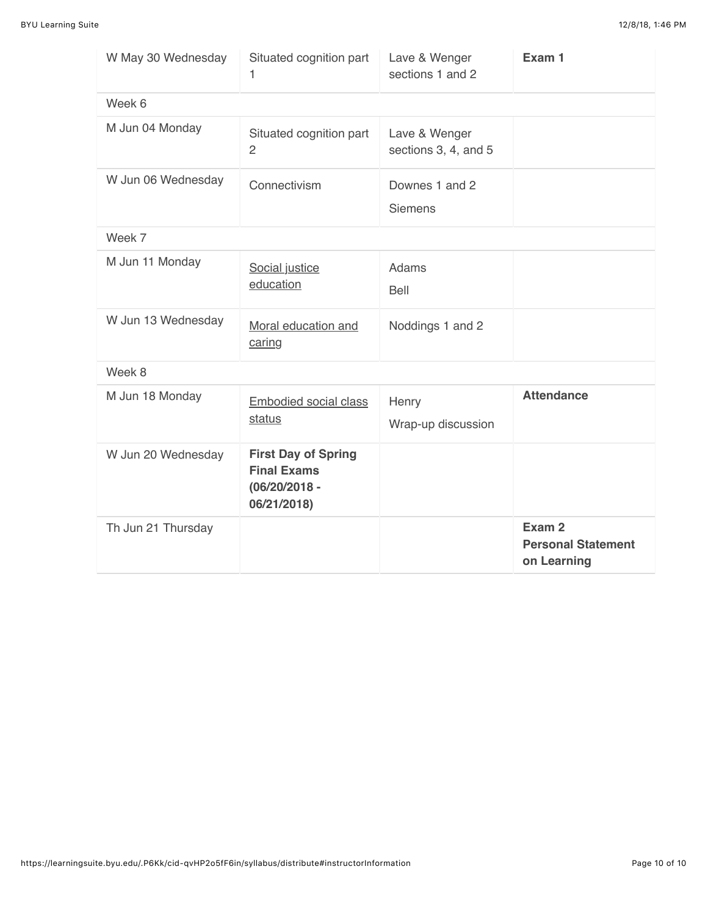| | | | |
|---|---|---|---|
| W May 30 Wednesday | Situated cognition part 1 | Lave & Wenger sections 1 and 2 | **Exam 1** |
| Week 6 | | | |
| M Jun 04 Monday | Situated cognition part 2 | Lave & Wenger sections 3, 4, and 5 | |
| W Jun 06 Wednesday | Connectivism | Downes 1 and 2<br>Siemens | |
| Week 7 | | | |
| M Jun 11 Monday | Social justice education | Adams<br>Bell | |
| W Jun 13 Wednesday | Moral education and caring | Noddings 1 and 2 | |
| Week 8 | | | |
| M Jun 18 Monday | Embodied social class status | Henry<br>Wrap-up discussion | **Attendance** |
| W Jun 20 Wednesday | **First Day of Spring Final Exams (06/20/2018 - 06/21/2018)** | | |
| Th Jun 21 Thursday | | | **Exam 2**<br>**Personal Statement on Learning** |